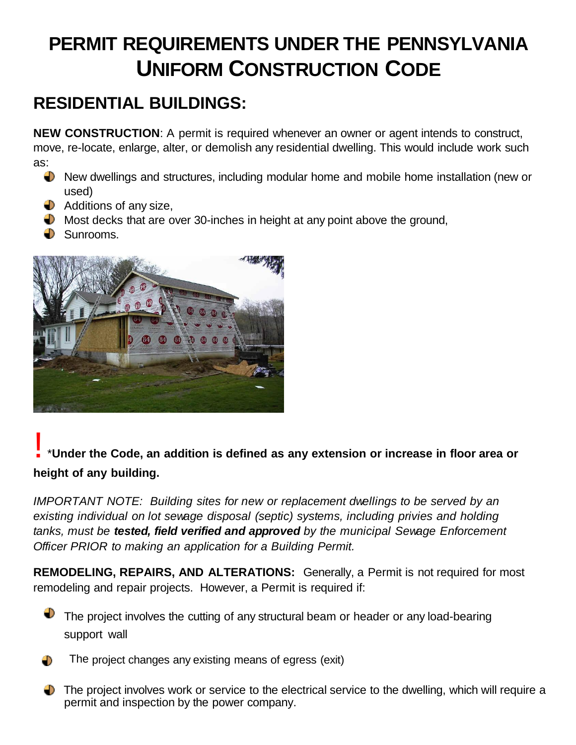# PERMIT REQUIREMENTS UNDER THE PENNSYLVANIA UNIFORM CONSTRUCTION CODE

## RESIDENTIAL BUILDINGS:

**NEW CONSTRUCTION**: A permit is required whenever an owner or agent intends to construct, move, re-locate, enlarge, alter, or demolish any residential dwelling. This would include work such as:

- New dwellings and structures, including modular home and mobile home installation (new or used)
- Additions of any size,
- Most decks that are over 30-inches in height at any point above the ground,
- Sunrooms.

**!** ***Under the Code, an addition is defined as any extension or increase in floor area or height of any building.**

*IMPORTANT NOTE: Building sites for new or replacement dwellings to be served by an existing individual on lot sewage disposal (septic) systems, including privies and holding tanks, must be* ***tested, field verified and approved*** *by the municipal Sewage Enforcement Officer PRIOR to making an application for a Building Permit.*

**REMODELING, REPAIRS, AND ALTERATIONS:** Generally, a Permit is not required for most remodeling and repair projects. However, a Permit is required if:

- The project involves the cutting of any structural beam or header or any load-bearing support wall
- The project changes any existing means of egress (exit)
- The project involves work or service to the electrical service to the dwelling, which will require a permit and inspection by the power company.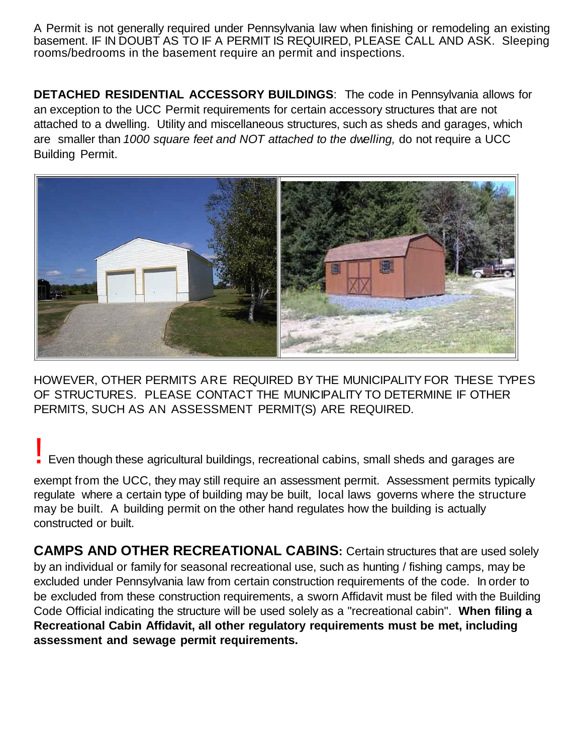A Permit is not generally required under Pennsylvania law when finishing or remodeling an existing basement. IF IN DOUBT AS TO IF A PERMIT IS REQUIRED, PLEASE CALL AND ASK. Sleeping rooms/bedrooms in the basement require an permit and inspections.

**DETACHED RESIDENTIAL ACCESSORY BUILDINGS**: The code in Pennsylvania allows for an exception to the UCC Permit requirements for certain accessory structures that are not attached to a dwelling. Utility and miscellaneous structures, such as sheds and garages, which are smaller than *1000 square feet and NOT attached to the dwelling,* do not require a UCC Building Permit.

HOWEVER, OTHER PERMITS ARE REQUIRED BY THE MUNICIPALITY FOR THESE TYPES OF STRUCTURES. PLEASE CONTACT THE MUNICIPALITY TO DETERMINE IF OTHER PERMITS, SUCH AS AN ASSESSMENT PERMIT(S) ARE REQUIRED.

! Even though these agricultural buildings, recreational cabins, small sheds and garages are exempt from the UCC, they may still require an assessment permit. Assessment permits typically regulate where a certain type of building may be built, local laws governs where the structure may be built. A building permit on the other hand regulates how the building is actually constructed or built.

**CAMPS AND OTHER RECREATIONAL CABINS:** Certain structures that are used solely by an individual or family for seasonal recreational use, such as hunting / fishing camps, may be excluded under Pennsylvania law from certain construction requirements of the code. In order to be excluded from these construction requirements, a sworn Affidavit must be filed with the Building Code Official indicating the structure will be used solely as a "recreational cabin". **When filing a Recreational Cabin Affidavit, all other regulatory requirements must be met, including assessment and sewage permit requirements.**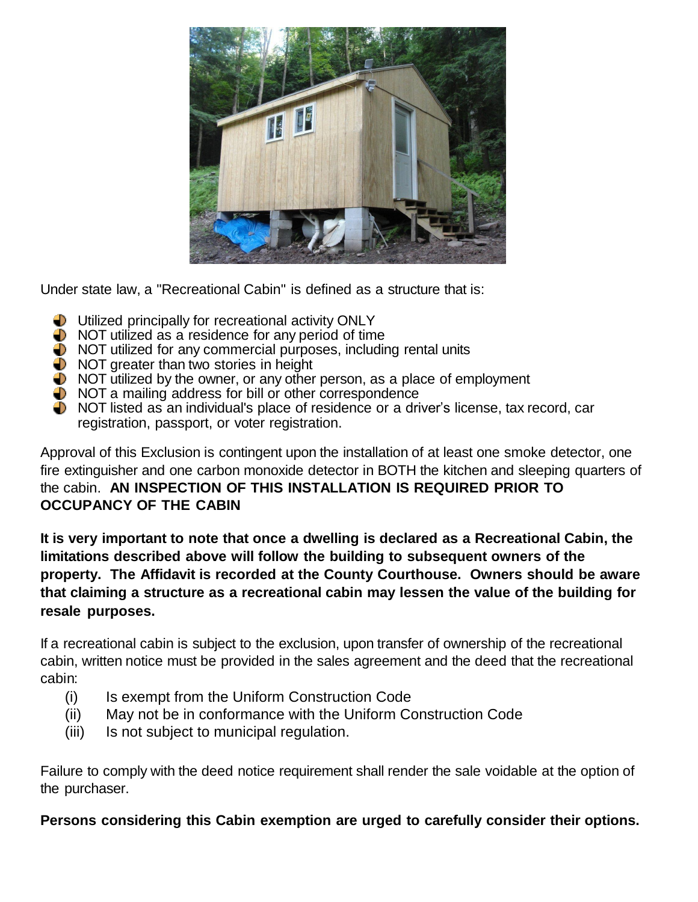Under state law, a "Recreational Cabin" is defined as a structure that is:

- Utilized principally for recreational activity ONLY
- NOT utilized as a residence for any period of time
- NOT utilized for any commercial purposes, including rental units
- NOT greater than two stories in height
- NOT utilized by the owner, or any other person, as a place of employment
- NOT a mailing address for bill or other correspondence
- NOT listed as an individual's place of residence or a driver's license, tax record, car registration, passport, or voter registration.

Approval of this Exclusion is contingent upon the installation of at least one smoke detector, one fire extinguisher and one carbon monoxide detector in BOTH the kitchen and sleeping quarters of the cabin. **AN INSPECTION OF THIS INSTALLATION IS REQUIRED PRIOR TO OCCUPANCY OF THE CABIN**

**It is very important to note that once a dwelling is declared as a Recreational Cabin, the limitations described above will follow the building to subsequent owners of the property. The Affidavit is recorded at the County Courthouse. Owners should be aware that claiming a structure as a recreational cabin may lessen the value of the building for resale purposes.**

If a recreational cabin is subject to the exclusion, upon transfer of ownership of the recreational cabin, written notice must be provided in the sales agreement and the deed that the recreational cabin:

(i) Is exempt from the Uniform Construction Code
(ii) May not be in conformance with the Uniform Construction Code
(iii) Is not subject to municipal regulation.

Failure to comply with the deed notice requirement shall render the sale voidable at the option of the purchaser.

**Persons considering this Cabin exemption are urged to carefully consider their options.**